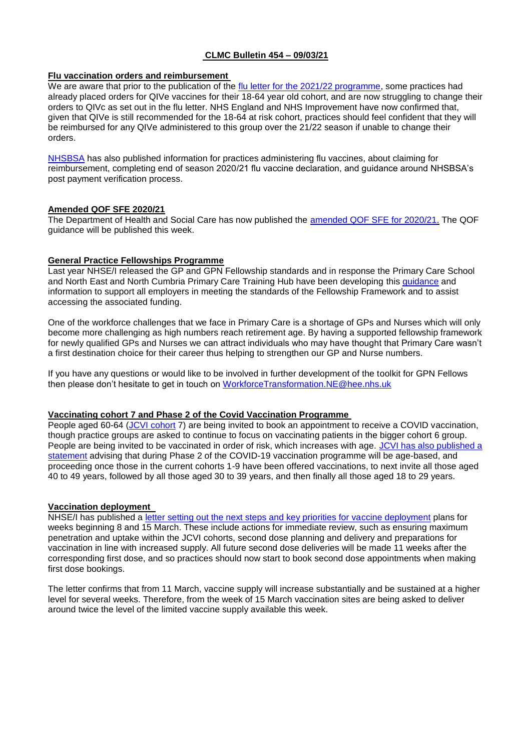# CLMC Bulletin 454 – 09/03/21

## Flu vaccination orders and reimbursement

We are aware that prior to the publication of the flu letter for the 2021/22 programme, some practices had already placed orders for QIVe vaccines for their 18-64 year old cohort, and are now struggling to change their orders to QIVc as set out in the flu letter. NHS England and NHS Improvement have now confirmed that, given that QIVe is still recommended for the 18-64 at risk cohort, practices should feel confident that they will be reimbursed for any QIVe administered to this group over the 21/22 season if unable to change their orders.

NHSBSA has also published information for practices administering flu vaccines, about claiming for reimbursement, completing end of season 2020/21 flu vaccine declaration, and guidance around NHSBSA's post payment verification process.

## Amended QOF SFE 2020/21

The Department of Health and Social Care has now published the amended QOF SFE for 2020/21. The QOF guidance will be published this week.

## General Practice Fellowships Programme

Last year NHSE/I released the GP and GPN Fellowship standards and in response the Primary Care School and North East and North Cumbria Primary Care Training Hub have been developing this guidance and information to support all employers in meeting the standards of the Fellowship Framework and to assist accessing the associated funding.

One of the workforce challenges that we face in Primary Care is a shortage of GPs and Nurses which will only become more challenging as high numbers reach retirement age. By having a supported fellowship framework for newly qualified GPs and Nurses we can attract individuals who may have thought that Primary Care wasn't a first destination choice for their career thus helping to strengthen our GP and Nurse numbers.

If you have any questions or would like to be involved in further development of the toolkit for GPN Fellows then please don't hesitate to get in touch on WorkforceTransformation.NE@hee.nhs.uk

## Vaccinating cohort 7 and Phase 2 of the Covid Vaccination Programme

People aged 60-64 (JCVI cohort 7) are being invited to book an appointment to receive a COVID vaccination, though practice groups are asked to continue to focus on vaccinating patients in the bigger cohort 6 group. People are being invited to be vaccinated in order of risk, which increases with age. JCVI has also published a statement advising that during Phase 2 of the COVID-19 vaccination programme will be age-based, and proceeding once those in the current cohorts 1-9 have been offered vaccinations, to next invite all those aged 40 to 49 years, followed by all those aged 30 to 39 years, and then finally all those aged 18 to 29 years.

## Vaccination deployment

NHSE/I has published a letter setting out the next steps and key priorities for vaccine deployment plans for weeks beginning 8 and 15 March. These include actions for immediate review, such as ensuring maximum penetration and uptake within the JCVI cohorts, second dose planning and delivery and preparations for vaccination in line with increased supply. All future second dose deliveries will be made 11 weeks after the corresponding first dose, and so practices should now start to book second dose appointments when making first dose bookings.

The letter confirms that from 11 March, vaccine supply will increase substantially and be sustained at a higher level for several weeks. Therefore, from the week of 15 March vaccination sites are being asked to deliver around twice the level of the limited vaccine supply available this week.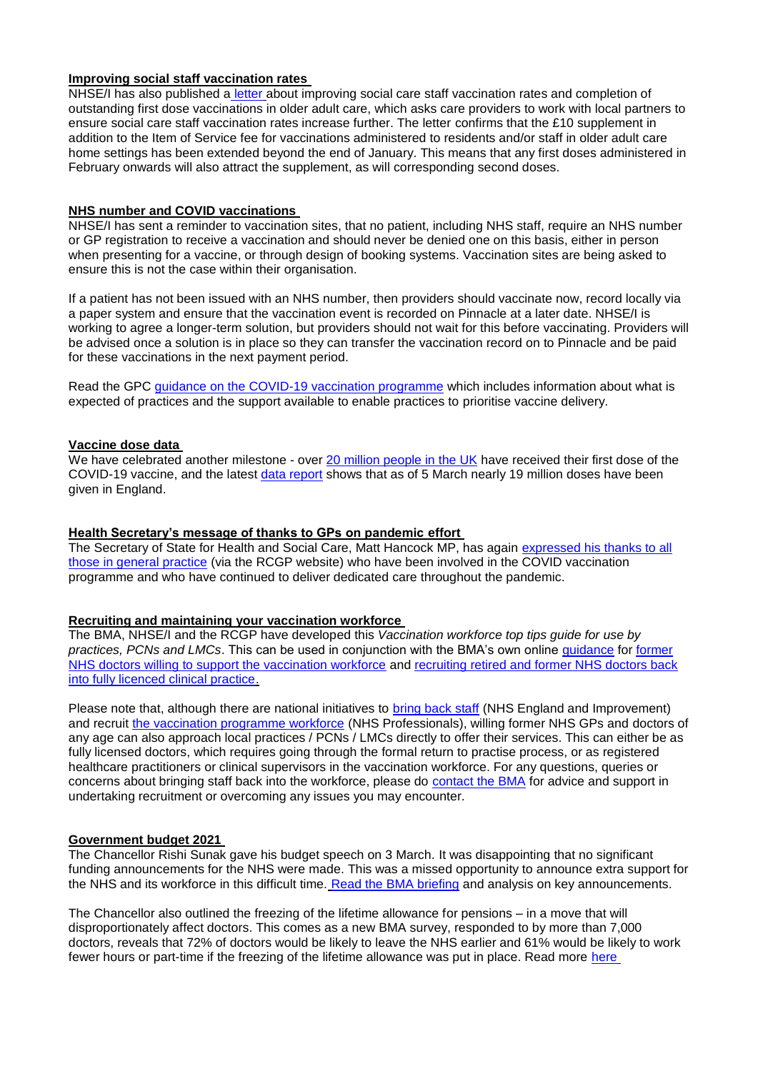**Improving social staff vaccination rates**

NHSE/I has also published a letter about improving social care staff vaccination rates and completion of outstanding first dose vaccinations in older adult care, which asks care providers to work with local partners to ensure social care staff vaccination rates increase further. The letter confirms that the £10 supplement in addition to the Item of Service fee for vaccinations administered to residents and/or staff in older adult care home settings has been extended beyond the end of January. This means that any first doses administered in February onwards will also attract the supplement, as will corresponding second doses.

**NHS number and COVID vaccinations**

NHSE/I has sent a reminder to vaccination sites, that no patient, including NHS staff, require an NHS number or GP registration to receive a vaccination and should never be denied one on this basis, either in person when presenting for a vaccine, or through design of booking systems. Vaccination sites are being asked to ensure this is not the case within their organisation.

If a patient has not been issued with an NHS number, then providers should vaccinate now, record locally via a paper system and ensure that the vaccination event is recorded on Pinnacle at a later date. NHSE/I is working to agree a longer-term solution, but providers should not wait for this before vaccinating. Providers will be advised once a solution is in place so they can transfer the vaccination record on to Pinnacle and be paid for these vaccinations in the next payment period.

Read the GPC guidance on the COVID-19 vaccination programme which includes information about what is expected of practices and the support available to enable practices to prioritise vaccine delivery.

**Vaccine dose data**

We have celebrated another milestone - over 20 million people in the UK have received their first dose of the COVID-19 vaccine, and the latest data report shows that as of 5 March nearly 19 million doses have been given in England.

**Health Secretary's message of thanks to GPs on pandemic effort**

The Secretary of State for Health and Social Care, Matt Hancock MP, has again expressed his thanks to all those in general practice (via the RCGP website) who have been involved in the COVID vaccination programme and who have continued to deliver dedicated care throughout the pandemic.

**Recruiting and maintaining your vaccination workforce**

The BMA, NHSE/I and the RCGP have developed this *Vaccination workforce top tips guide for use by practices, PCNs and LMCs*. This can be used in conjunction with the BMA's own online guidance for former NHS doctors willing to support the vaccination workforce and recruiting retired and former NHS doctors back into fully licenced clinical practice.

Please note that, although there are national initiatives to bring back staff (NHS England and Improvement) and recruit the vaccination programme workforce (NHS Professionals), willing former NHS GPs and doctors of any age can also approach local practices / PCNs / LMCs directly to offer their services. This can either be as fully licensed doctors, which requires going through the formal return to practise process, or as registered healthcare practitioners or clinical supervisors in the vaccination workforce. For any questions, queries or concerns about bringing staff back into the workforce, please do contact the BMA for advice and support in undertaking recruitment or overcoming any issues you may encounter.

**Government budget 2021**

The Chancellor Rishi Sunak gave his budget speech on 3 March. It was disappointing that no significant funding announcements for the NHS were made. This was a missed opportunity to announce extra support for the NHS and its workforce in this difficult time. Read the BMA briefing and analysis on key announcements.

The Chancellor also outlined the freezing of the lifetime allowance for pensions – in a move that will disproportionately affect doctors. This comes as a new BMA survey, responded to by more than 7,000 doctors, reveals that 72% of doctors would be likely to leave the NHS earlier and 61% would be likely to work fewer hours or part-time if the freezing of the lifetime allowance was put in place. Read more here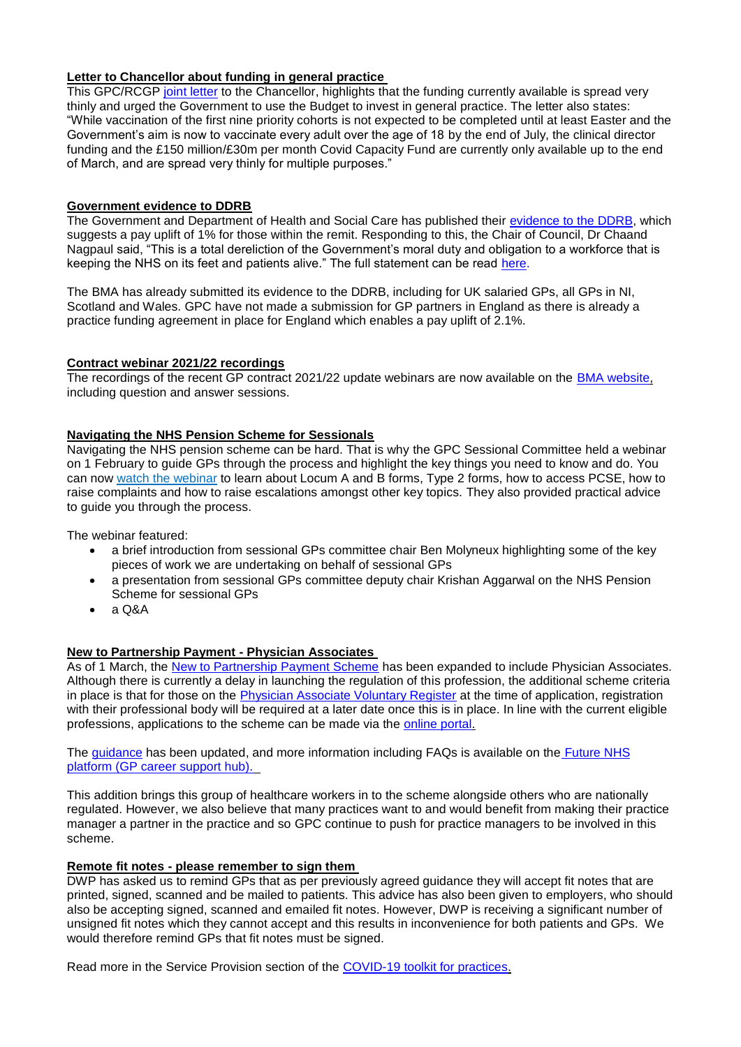**Letter to Chancellor about funding in general practice**

This GPC/RCGP joint letter to the Chancellor, highlights that the funding currently available is spread very thinly and urged the Government to use the Budget to invest in general practice. The letter also states: "While vaccination of the first nine priority cohorts is not expected to be completed until at least Easter and the Government's aim is now to vaccinate every adult over the age of 18 by the end of July, the clinical director funding and the £150 million/£30m per month Covid Capacity Fund are currently only available up to the end of March, and are spread very thinly for multiple purposes."

**Government evidence to DDRB**

The Government and Department of Health and Social Care has published their evidence to the DDRB, which suggests a pay uplift of 1% for those within the remit. Responding to this, the Chair of Council, Dr Chaand Nagpaul said, "This is a total dereliction of the Government's moral duty and obligation to a workforce that is keeping the NHS on its feet and patients alive." The full statement can be read here.

The BMA has already submitted its evidence to the DDRB, including for UK salaried GPs, all GPs in NI, Scotland and Wales. GPC have not made a submission for GP partners in England as there is already a practice funding agreement in place for England which enables a pay uplift of 2.1%.

**Contract webinar 2021/22 recordings**

The recordings of the recent GP contract 2021/22 update webinars are now available on the BMA website, including question and answer sessions.

**Navigating the NHS Pension Scheme for Sessionals**

Navigating the NHS pension scheme can be hard. That is why the GPC Sessional Committee held a webinar on 1 February to guide GPs through the process and highlight the key things you need to know and do. You can now watch the webinar to learn about Locum A and B forms, Type 2 forms, how to access PCSE, how to raise complaints and how to raise escalations amongst other key topics. They also provided practical advice to guide you through the process.

The webinar featured:

- a brief introduction from sessional GPs committee chair Ben Molyneux highlighting some of the key pieces of work we are undertaking on behalf of sessional GPs
- a presentation from sessional GPs committee deputy chair Krishan Aggarwal on the NHS Pension Scheme for sessional GPs
- a Q&A

**New to Partnership Payment - Physician Associates**

As of 1 March, the New to Partnership Payment Scheme has been expanded to include Physician Associates. Although there is currently a delay in launching the regulation of this profession, the additional scheme criteria in place is that for those on the Physician Associate Voluntary Register at the time of application, registration with their professional body will be required at a later date once this is in place. In line with the current eligible professions, applications to the scheme can be made via the online portal.

The guidance has been updated, and more information including FAQs is available on the Future NHS platform (GP career support hub).

This addition brings this group of healthcare workers in to the scheme alongside others who are nationally regulated. However, we also believe that many practices want to and would benefit from making their practice manager a partner in the practice and so GPC continue to push for practice managers to be involved in this scheme.

**Remote fit notes - please remember to sign them**

DWP has asked us to remind GPs that as per previously agreed guidance they will accept fit notes that are printed, signed, scanned and be mailed to patients. This advice has also been given to employers, who should also be accepting signed, scanned and emailed fit notes. However, DWP is receiving a significant number of unsigned fit notes which they cannot accept and this results in inconvenience for both patients and GPs. We would therefore remind GPs that fit notes must be signed.

Read more in the Service Provision section of the COVID-19 toolkit for practices.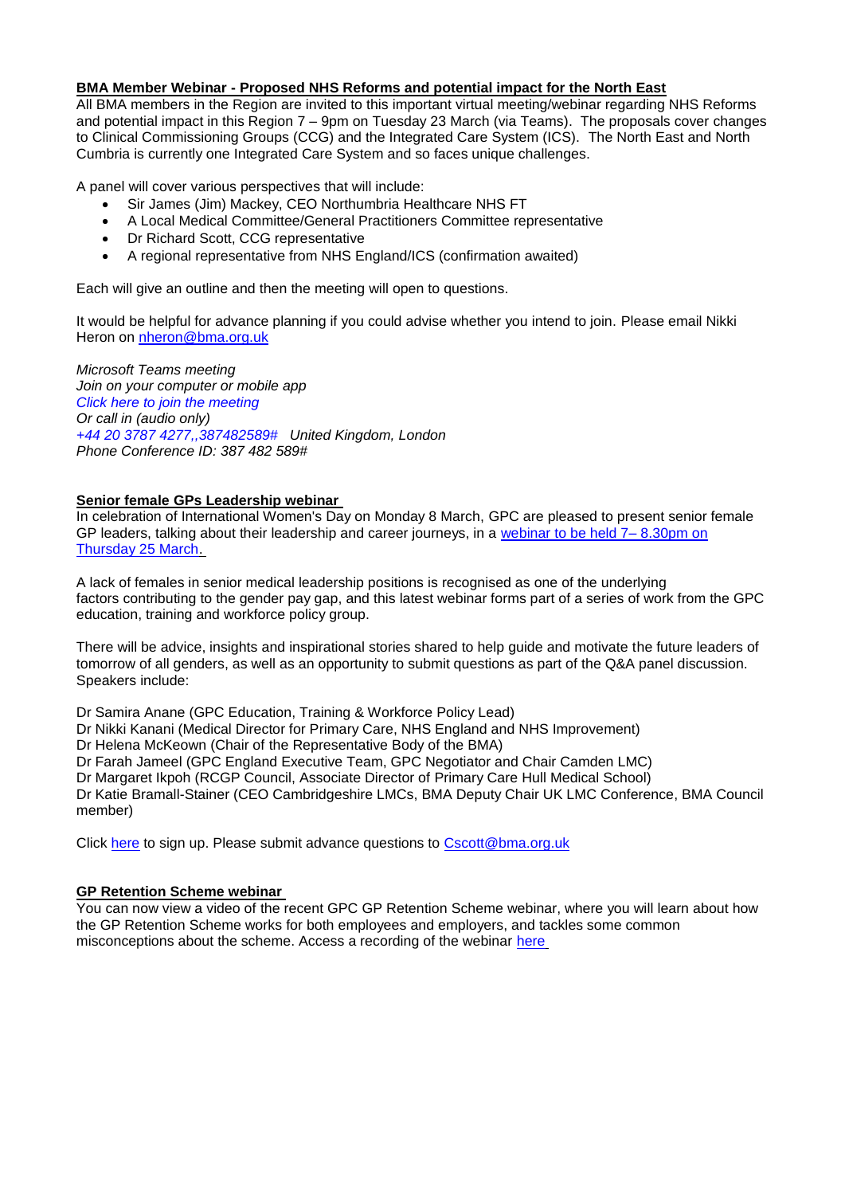**BMA Member Webinar - Proposed NHS Reforms and potential impact for the North East**

All BMA members in the Region are invited to this important virtual meeting/webinar regarding NHS Reforms and potential impact in this Region 7 – 9pm on Tuesday 23 March (via Teams). The proposals cover changes to Clinical Commissioning Groups (CCG) and the Integrated Care System (ICS). The North East and North Cumbria is currently one Integrated Care System and so faces unique challenges.

A panel will cover various perspectives that will include:

- Sir James (Jim) Mackey, CEO Northumbria Healthcare NHS FT
- A Local Medical Committee/General Practitioners Committee representative
- Dr Richard Scott, CCG representative
- A regional representative from NHS England/ICS (confirmation awaited)

Each will give an outline and then the meeting will open to questions.

It would be helpful for advance planning if you could advise whether you intend to join. Please email Nikki Heron on nheron@bma.org.uk

*Microsoft Teams meeting*
*Join on your computer or mobile app*
*Click here to join the meeting*
*Or call in (audio only)*
*+44 20 3787 4277,,387482589#   United Kingdom, London*
*Phone Conference ID: 387 482 589#*

**Senior female GPs Leadership webinar**

In celebration of International Women's Day on Monday 8 March, GPC are pleased to present senior female GP leaders, talking about their leadership and career journeys, in a webinar to be held 7– 8.30pm on Thursday 25 March.

A lack of females in senior medical leadership positions is recognised as one of the underlying factors contributing to the gender pay gap, and this latest webinar forms part of a series of work from the GPC education, training and workforce policy group.

There will be advice, insights and inspirational stories shared to help guide and motivate the future leaders of tomorrow of all genders, as well as an opportunity to submit questions as part of the Q&A panel discussion. Speakers include:

Dr Samira Anane (GPC Education, Training & Workforce Policy Lead)
Dr Nikki Kanani (Medical Director for Primary Care, NHS England and NHS Improvement)
Dr Helena McKeown (Chair of the Representative Body of the BMA)
Dr Farah Jameel (GPC England Executive Team, GPC Negotiator and Chair Camden LMC)
Dr Margaret Ikpoh (RCGP Council, Associate Director of Primary Care Hull Medical School)
Dr Katie Bramall-Stainer (CEO Cambridgeshire LMCs, BMA Deputy Chair UK LMC Conference, BMA Council member)

Click here to sign up. Please submit advance questions to Cscott@bma.org.uk

**GP Retention Scheme webinar**

You can now view a video of the recent GPC GP Retention Scheme webinar, where you will learn about how the GP Retention Scheme works for both employees and employers, and tackles some common misconceptions about the scheme. Access a recording of the webinar here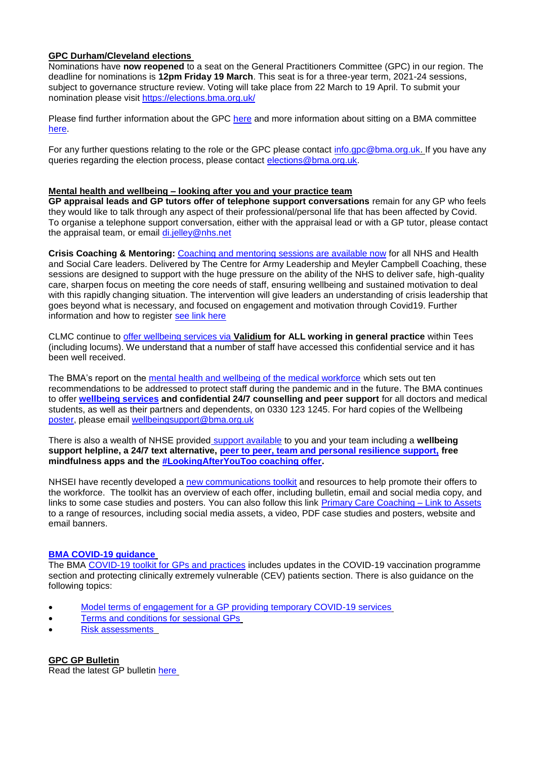**GPC Durham/Cleveland elections**

Nominations have **now reopened** to a seat on the General Practitioners Committee (GPC) in our region. The deadline for nominations is **12pm Friday 19 March**. This seat is for a three-year term, 2021-24 sessions, subject to governance structure review. Voting will take place from 22 March to 19 April. To submit your nomination please visit https://elections.bma.org.uk/

Please find further information about the GPC here and more information about sitting on a BMA committee here.

For any further questions relating to the role or the GPC please contact info.gpc@bma.org.uk. If you have any queries regarding the election process, please contact elections@bma.org.uk.

**Mental health and wellbeing – looking after you and your practice team**

**GP appraisal leads and GP tutors offer of telephone support conversations** remain for any GP who feels they would like to talk through any aspect of their professional/personal life that has been affected by Covid. To organise a telephone support conversation, either with the appraisal lead or with a GP tutor, please contact the appraisal team, or email di.jelley@nhs.net

**Crisis Coaching & Mentoring:** Coaching and mentoring sessions are available now for all NHS and Health and Social Care leaders. Delivered by The Centre for Army Leadership and Meyler Campbell Coaching, these sessions are designed to support with the huge pressure on the ability of the NHS to deliver safe, high-quality care, sharpen focus on meeting the core needs of staff, ensuring wellbeing and sustained motivation to deal with this rapidly changing situation. The intervention will give leaders an understanding of crisis leadership that goes beyond what is necessary, and focused on engagement and motivation through Covid19. Further information and how to register see link here

CLMC continue to offer wellbeing services via **Validium for ALL working in general practice** within Tees (including locums). We understand that a number of staff have accessed this confidential service and it has been well received.

The BMA's report on the mental health and wellbeing of the medical workforce which sets out ten recommendations to be addressed to protect staff during the pandemic and in the future. The BMA continues to offer **wellbeing services and confidential 24/7 counselling and peer support** for all doctors and medical students, as well as their partners and dependents, on 0330 123 1245. For hard copies of the Wellbeing poster, please email wellbeingsupport@bma.org.uk

There is also a wealth of NHSE provided support available to you and your team including a **wellbeing support helpline, a 24/7 text alternative, peer to peer, team and personal resilience support, free mindfulness apps and the #LookingAfterYouToo coaching offer.**

NHSEI have recently developed a new communications toolkit and resources to help promote their offers to the workforce. The toolkit has an overview of each offer, including bulletin, email and social media copy, and links to some case studies and posters. You can also follow this link Primary Care Coaching – Link to Assets to a range of resources, including social media assets, a video, PDF case studies and posters, website and email banners.

**BMA COVID-19 guidance**

The BMA COVID-19 toolkit for GPs and practices includes updates in the COVID-19 vaccination programme section and protecting clinically extremely vulnerable (CEV) patients section. There is also guidance on the following topics:

- Model terms of engagement for a GP providing temporary COVID-19 services
- Terms and conditions for sessional GPs
- Risk assessments

**GPC GP Bulletin**

Read the latest GP bulletin here